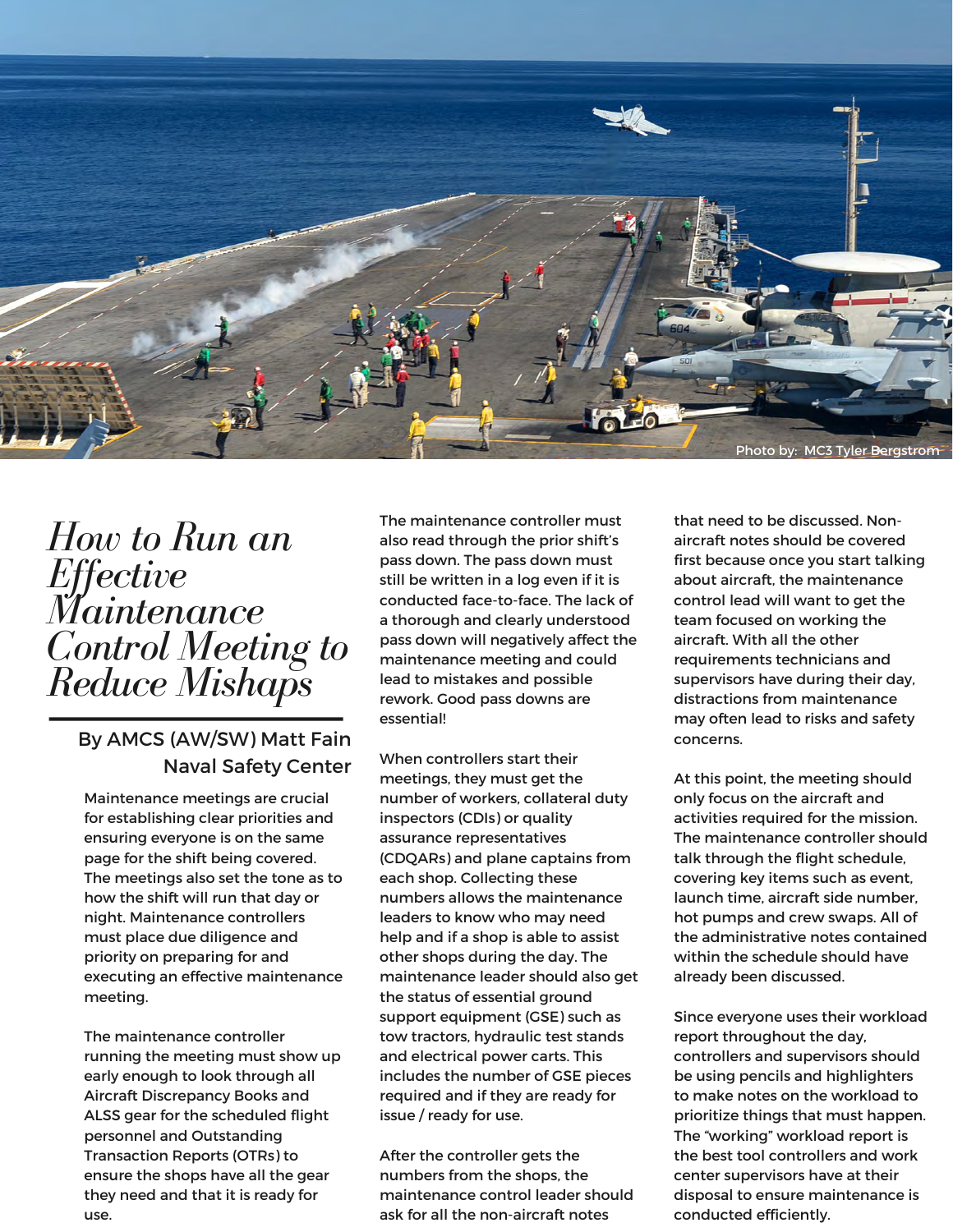Photo by: MC3 Tyler Bergstrom

# How to Run an Effective Maintenance Control Meeting to Reduce Mishaps

**By AMCS (AW/SW) Matt Fain**
**Naval Safety Center**

Maintenance meetings are crucial for establishing clear priorities and ensuring everyone is on the same page for the shift being covered. The meetings also set the tone as to how the shift will run that day or night. Maintenance controllers must place due diligence and priority on preparing for and executing an effective maintenance meeting.

The maintenance controller running the meeting must show up early enough to look through all Aircraft Discrepancy Books and ALSS gear for the scheduled flight personnel and Outstanding Transaction Reports (OTRs) to ensure the shops have all the gear they need and that it is ready for use.

The maintenance controller must also read through the prior shift's pass down. The pass down must still be written in a log even if it is conducted face-to-face. The lack of a thorough and clearly understood pass down will negatively affect the maintenance meeting and could lead to mistakes and possible rework. Good pass downs are essential!

When controllers start their meetings, they must get the number of workers, collateral duty inspectors (CDIs) or quality assurance representatives (CDQARs) and plane captains from each shop. Collecting these numbers allows the maintenance leaders to know who may need help and if a shop is able to assist other shops during the day. The maintenance leader should also get the status of essential ground support equipment (GSE) such as tow tractors, hydraulic test stands and electrical power carts. This includes the number of GSE pieces required and if they are ready for issue / ready for use.

After the controller gets the numbers from the shops, the maintenance control leader should ask for all the non-aircraft notes that need to be discussed. Non-aircraft notes should be covered first because once you start talking about aircraft, the maintenance control lead will want to get the team focused on working the aircraft. With all the other requirements technicians and supervisors have during their day, distractions from maintenance may often lead to risks and safety concerns.

At this point, the meeting should only focus on the aircraft and activities required for the mission. The maintenance controller should talk through the flight schedule, covering key items such as event, launch time, aircraft side number, hot pumps and crew swaps. All of the administrative notes contained within the schedule should have already been discussed.

Since everyone uses their workload report throughout the day, controllers and supervisors should be using pencils and highlighters to make notes on the workload to prioritize things that must happen. The "working" workload report is the best tool controllers and work center supervisors have at their disposal to ensure maintenance is conducted efficiently.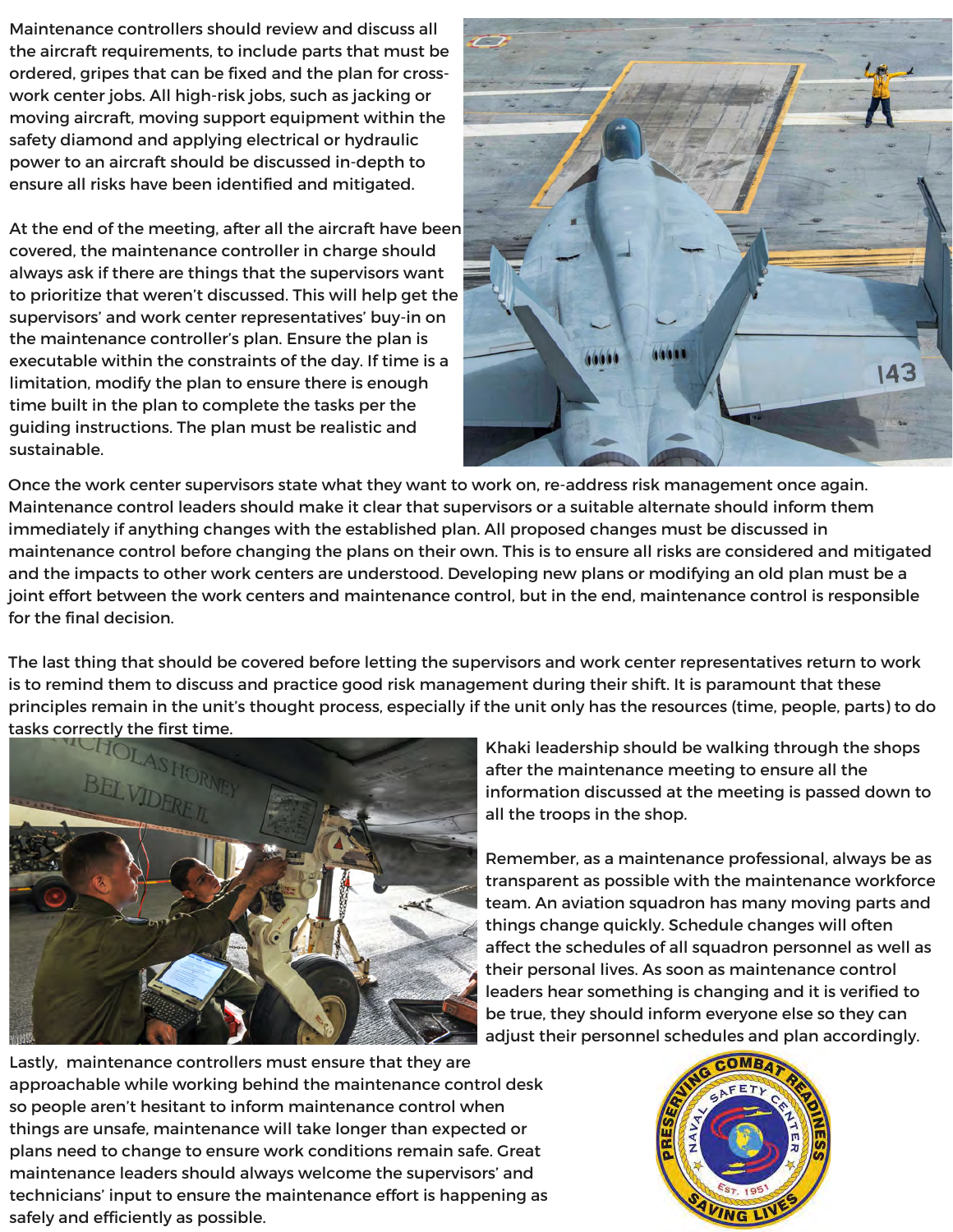Maintenance controllers should review and discuss all the aircraft requirements, to include parts that must be ordered, gripes that can be fixed and the plan for cross-work center jobs. All high-risk jobs, such as jacking or moving aircraft, moving support equipment within the safety diamond and applying electrical or hydraulic power to an aircraft should be discussed in-depth to ensure all risks have been identified and mitigated.

At the end of the meeting, after all the aircraft have been covered, the maintenance controller in charge should always ask if there are things that the supervisors want to prioritize that weren't discussed. This will help get the supervisors' and work center representatives' buy-in on the maintenance controller's plan. Ensure the plan is executable within the constraints of the day. If time is a limitation, modify the plan to ensure there is enough time built in the plan to complete the tasks per the guiding instructions. The plan must be realistic and sustainable.

Once the work center supervisors state what they want to work on, re-address risk management once again. Maintenance control leaders should make it clear that supervisors or a suitable alternate should inform them immediately if anything changes with the established plan. All proposed changes must be discussed in maintenance control before changing the plans on their own. This is to ensure all risks are considered and mitigated and the impacts to other work centers are understood. Developing new plans or modifying an old plan must be a joint effort between the work centers and maintenance control, but in the end, maintenance control is responsible for the final decision.

The last thing that should be covered before letting the supervisors and work center representatives return to work is to remind them to discuss and practice good risk management during their shift. It is paramount that these principles remain in the unit's thought process, especially if the unit only has the resources (time, people, parts) to do tasks correctly the first time.

Khaki leadership should be walking through the shops after the maintenance meeting to ensure all the information discussed at the meeting is passed down to all the troops in the shop.

Remember, as a maintenance professional, always be as transparent as possible with the maintenance workforce team. An aviation squadron has many moving parts and things change quickly. Schedule changes will often affect the schedules of all squadron personnel as well as their personal lives. As soon as maintenance control leaders hear something is changing and it is verified to be true, they should inform everyone else so they can adjust their personnel schedules and plan accordingly.

Lastly, maintenance controllers must ensure that they are approachable while working behind the maintenance control desk so people aren't hesitant to inform maintenance control when things are unsafe, maintenance will take longer than expected or plans need to change to ensure work conditions remain safe. Great maintenance leaders should always welcome the supervisors' and technicians' input to ensure the maintenance effort is happening as safely and efficiently as possible.